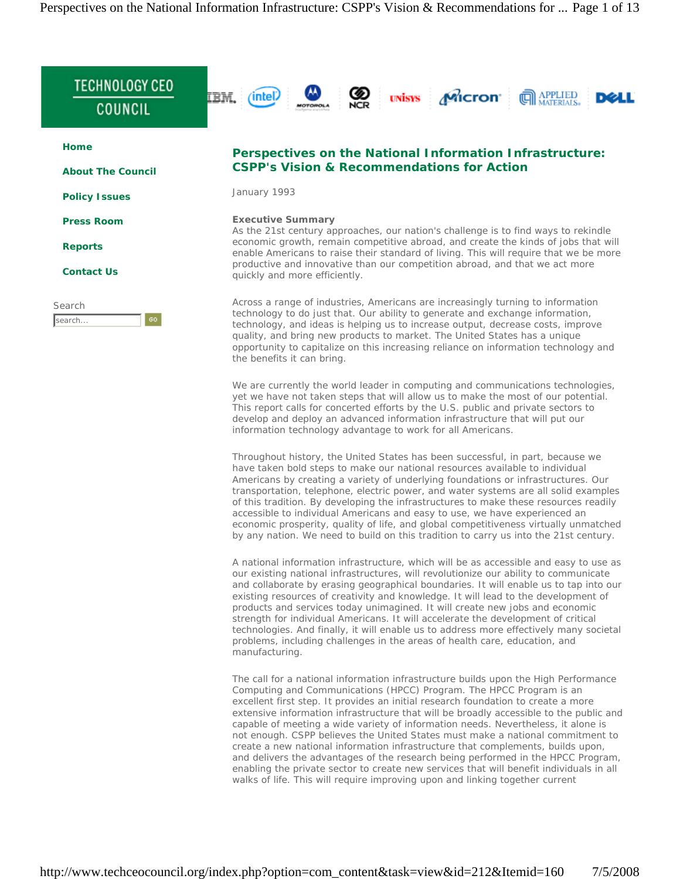# Perspectives on the National Information Infrastructure: CSPP's Vision & Recommendations for Action

January 1993

**Executive Summary**

As the 21st century approaches, our nation's challenge is to find ways to rekindle economic growth, remain competitive abroad, and create the kinds of jobs that will enable Americans to raise their standard of living. This will require that we be more productive and innovative than our competition abroad, and that we act more quickly and more efficiently.

Across a range of industries, Americans are increasingly turning to information technology to do just that. Our ability to generate and exchange information, technology, and ideas is helping us to increase output, decrease costs, improve quality, and bring new products to market. The United States has a unique opportunity to capitalize on this increasing reliance on information technology and the benefits it can bring.

We are currently the world leader in computing and communications technologies, yet we have not taken steps that will allow us to make the most of our potential. This report calls for concerted efforts by the U.S. public and private sectors to develop and deploy an advanced information infrastructure that will put our information technology advantage to work for all Americans.

Throughout history, the United States has been successful, in part, because we have taken bold steps to make our national resources available to individual Americans by creating a variety of underlying foundations or infrastructures. Our transportation, telephone, electric power, and water systems are all solid examples of this tradition. By developing the infrastructures to make these resources readily accessible to individual Americans and easy to use, we have experienced an economic prosperity, quality of life, and global competitiveness virtually unmatched by any nation. We need to build on this tradition to carry us into the 21st century.

A national information infrastructure, which will be as accessible and easy to use as our existing national infrastructures, will revolutionize our ability to communicate and collaborate by erasing geographical boundaries. It will enable us to tap into our existing resources of creativity and knowledge. It will lead to the development of products and services today unimagined. It will create new jobs and economic strength for individual Americans. It will accelerate the development of critical technologies. And finally, it will enable us to address more effectively many societal problems, including challenges in the areas of health care, education, and manufacturing.

The call for a national information infrastructure builds upon the High Performance Computing and Communications (HPCC) Program. The HPCC Program is an excellent first step. It provides an initial research foundation to create a more extensive information infrastructure that will be broadly accessible to the public and capable of meeting a wide variety of information needs. Nevertheless, it alone is not enough. CSPP believes the United States must make a national commitment to create a new national information infrastructure that complements, builds upon, and delivers the advantages of the research being performed in the HPCC Program, enabling the private sector to create new services that will benefit individuals in all walks of life. This will require improving upon and linking together current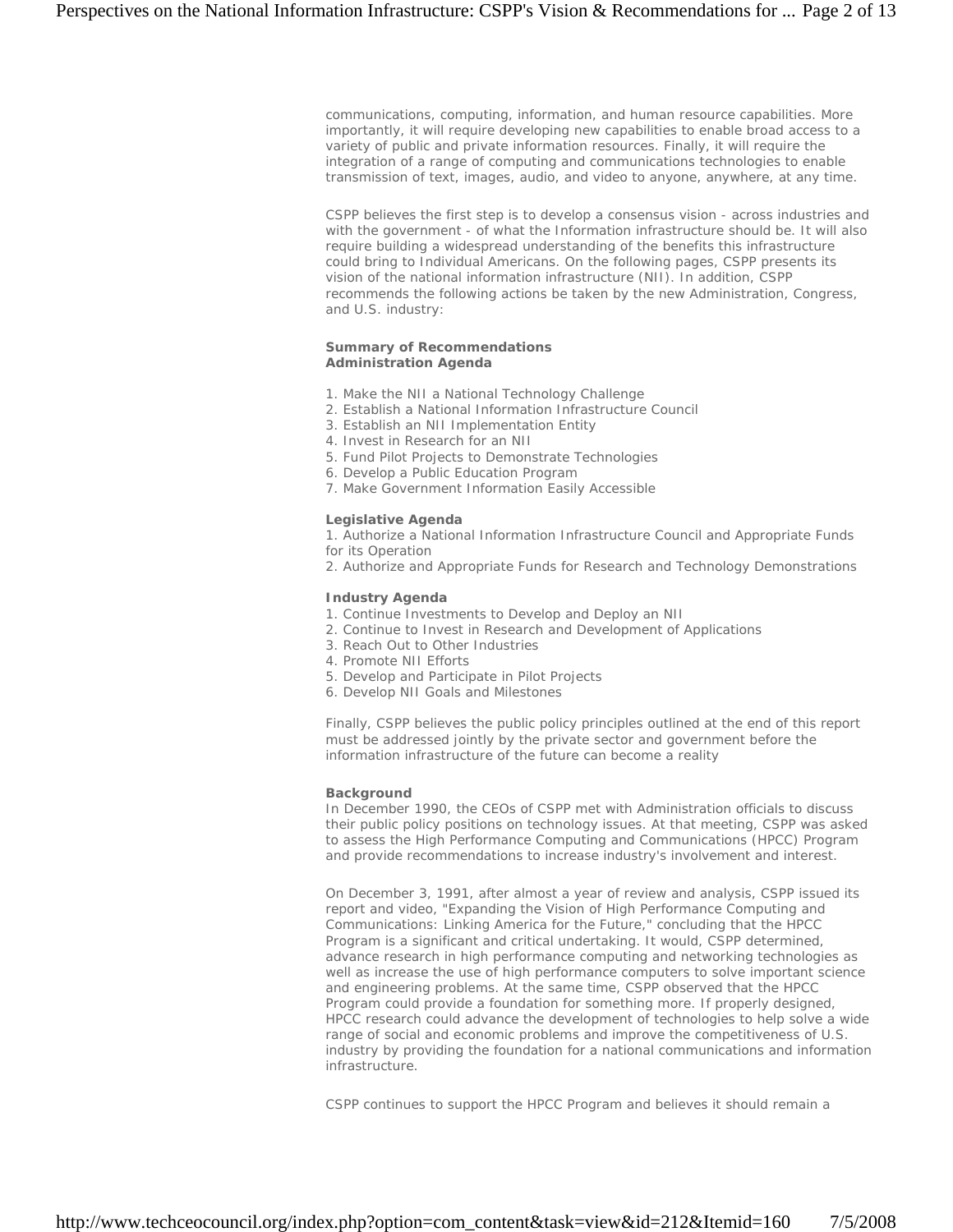communications, computing, information, and human resource capabilities. More importantly, it will require developing new capabilities to enable broad access to a variety of public and private information resources. Finally, it will require the integration of a range of computing and communications technologies to enable transmission of text, images, audio, and video to anyone, anywhere, at any time.

CSPP believes the first step is to develop a consensus vision - across industries and with the government - of what the Information infrastructure should be. It will also require building a widespread understanding of the benefits this infrastructure could bring to Individual Americans. On the following pages, CSPP presents its vision of the national information infrastructure (NII). In addition, CSPP recommends the following actions be taken by the new Administration, Congress, and U.S. industry:

**Summary of Recommendations**
**Administration Agenda**

1. Make the NII a National Technology Challenge
2. Establish a National Information Infrastructure Council
3. Establish an NII Implementation Entity
4. Invest in Research for an NII
5. Fund Pilot Projects to Demonstrate Technologies
6. Develop a Public Education Program
7. Make Government Information Easily Accessible

**Legislative Agenda**

1. Authorize a National Information Infrastructure Council and Appropriate Funds for its Operation
2. Authorize and Appropriate Funds for Research and Technology Demonstrations

**Industry Agenda**

1. Continue Investments to Develop and Deploy an NII
2. Continue to Invest in Research and Development of Applications
3. Reach Out to Other Industries
4. Promote NII Efforts
5. Develop and Participate in Pilot Projects
6. Develop NII Goals and Milestones

Finally, CSPP believes the public policy principles outlined at the end of this report must be addressed jointly by the private sector and government before the information infrastructure of the future can become a reality

**Background**

In December 1990, the CEOs of CSPP met with Administration officials to discuss their public policy positions on technology issues. At that meeting, CSPP was asked to assess the High Performance Computing and Communications (HPCC) Program and provide recommendations to increase industry's involvement and interest.

On December 3, 1991, after almost a year of review and analysis, CSPP issued its report and video, "Expanding the Vision of High Performance Computing and Communications: Linking America for the Future," concluding that the HPCC Program is a significant and critical undertaking. It would, CSPP determined, advance research in high performance computing and networking technologies as well as increase the use of high performance computers to solve important science and engineering problems. At the same time, CSPP observed that the HPCC Program could provide a foundation for something more. If properly designed, HPCC research could advance the development of technologies to help solve a wide range of social and economic problems and improve the competitiveness of U.S. industry by providing the foundation for a national communications and information infrastructure.

CSPP continues to support the HPCC Program and believes it should remain a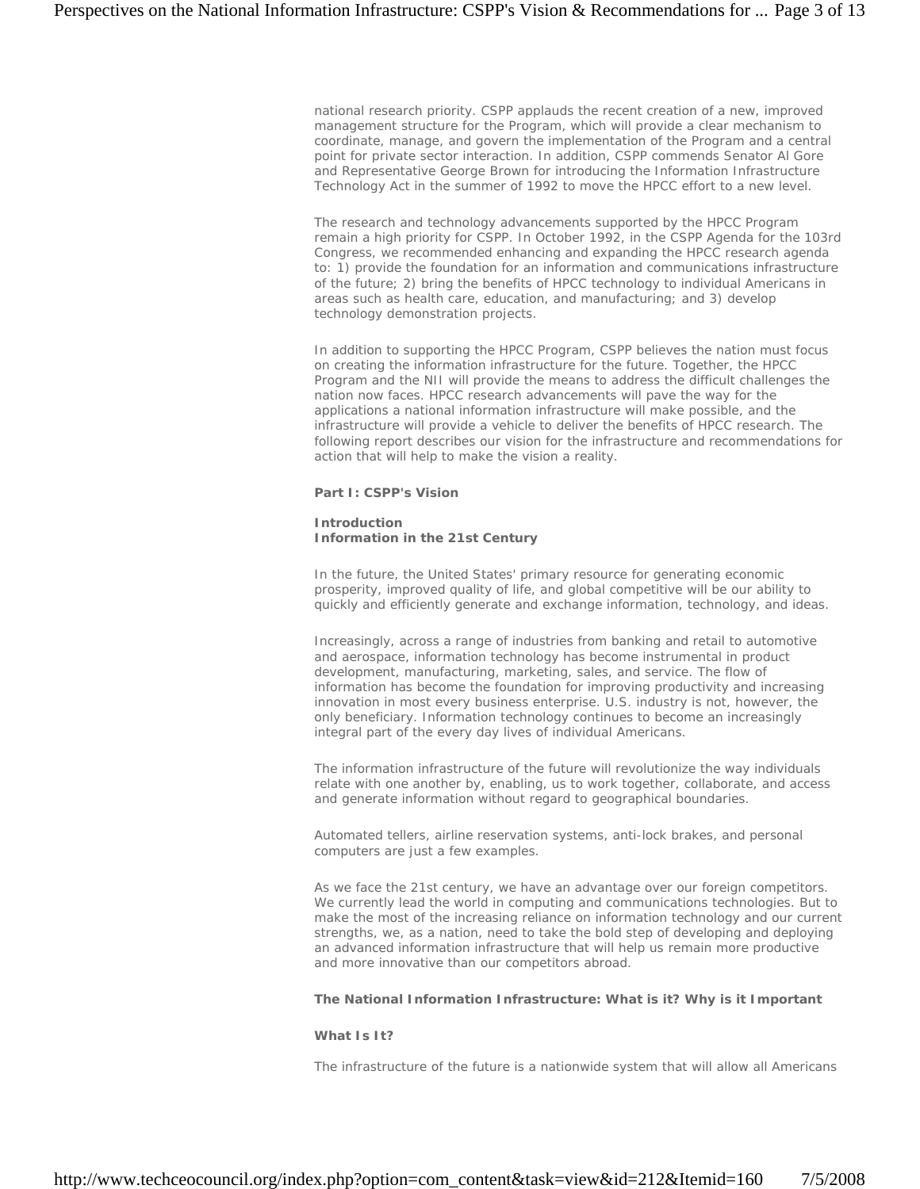national research priority. CSPP applauds the recent creation of a new, improved management structure for the Program, which will provide a clear mechanism to coordinate, manage, and govern the implementation of the Program and a central point for private sector interaction. In addition, CSPP commends Senator Al Gore and Representative George Brown for introducing the Information Infrastructure Technology Act in the summer of 1992 to move the HPCC effort to a new level.

The research and technology advancements supported by the HPCC Program remain a high priority for CSPP. In October 1992, in the CSPP Agenda for the 103rd Congress, we recommended enhancing and expanding the HPCC research agenda to: 1) provide the foundation for an information and communications infrastructure of the future; 2) bring the benefits of HPCC technology to individual Americans in areas such as health care, education, and manufacturing; and 3) develop technology demonstration projects.

In addition to supporting the HPCC Program, CSPP believes the nation must focus on creating the information infrastructure for the future. Together, the HPCC Program and the NII will provide the means to address the difficult challenges the nation now faces. HPCC research advancements will pave the way for the applications a national information infrastructure will make possible, and the infrastructure will provide a vehicle to deliver the benefits of HPCC research. The following report describes our vision for the infrastructure and recommendations for action that will help to make the vision a reality.

## Part I: CSPP's Vision

### Introduction
### Information in the 21st Century

In the future, the United States' primary resource for generating economic prosperity, improved quality of life, and global competitive will be our ability to quickly and efficiently generate and exchange information, technology, and ideas.

Increasingly, across a range of industries from banking and retail to automotive and aerospace, information technology has become instrumental in product development, manufacturing, marketing, sales, and service. The flow of information has become the foundation for improving productivity and increasing innovation in most every business enterprise. U.S. industry is not, however, the only beneficiary. Information technology continues to become an increasingly integral part of the every day lives of individual Americans.

The information infrastructure of the future will revolutionize the way individuals relate with one another by, enabling, us to work together, collaborate, and access and generate information without regard to geographical boundaries.

Automated tellers, airline reservation systems, anti-lock brakes, and personal computers are just a few examples.

As we face the 21st century, we have an advantage over our foreign competitors. We currently lead the world in computing and communications technologies. But to make the most of the increasing reliance on information technology and our current strengths, we, as a nation, need to take the bold step of developing and deploying an advanced information infrastructure that will help us remain more productive and more innovative than our competitors abroad.

### The National Information Infrastructure: What is it? Why is it Important

#### What Is It?

The infrastructure of the future is a nationwide system that will allow all Americans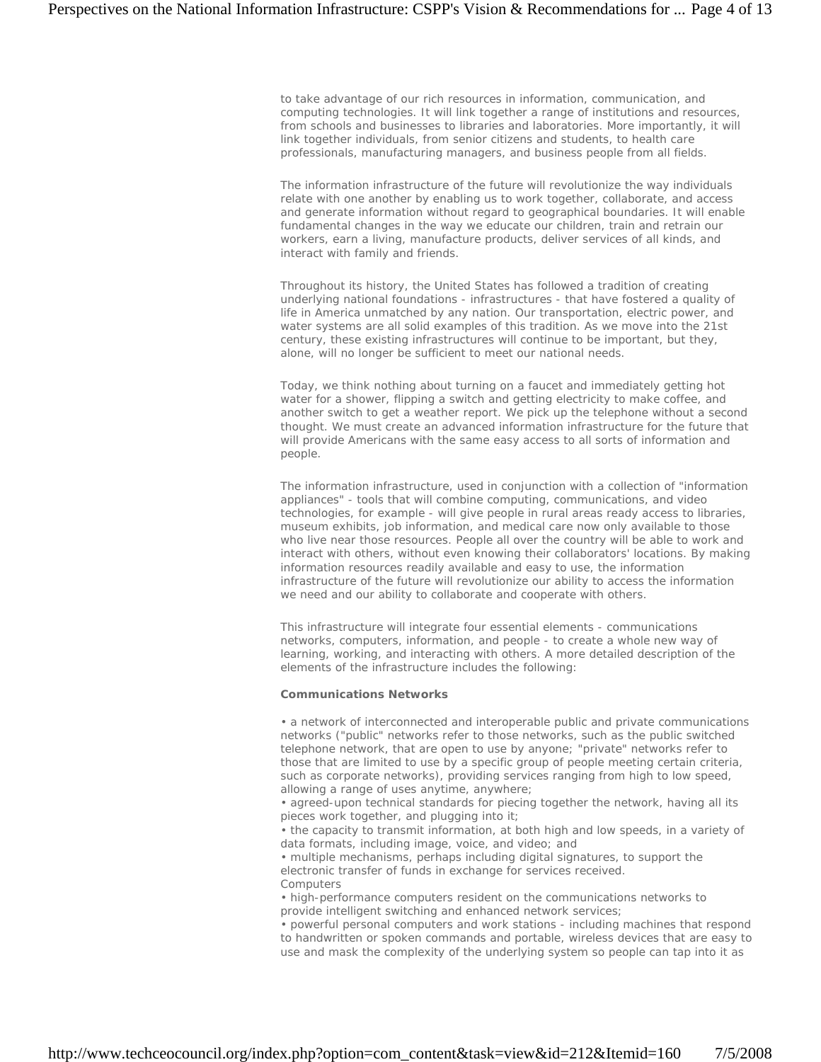to take advantage of our rich resources in information, communication, and computing technologies. It will link together a range of institutions and resources, from schools and businesses to libraries and laboratories. More importantly, it will link together individuals, from senior citizens and students, to health care professionals, manufacturing managers, and business people from all fields.

The information infrastructure of the future will revolutionize the way individuals relate with one another by enabling us to work together, collaborate, and access and generate information without regard to geographical boundaries. It will enable fundamental changes in the way we educate our children, train and retrain our workers, earn a living, manufacture products, deliver services of all kinds, and interact with family and friends.

Throughout its history, the United States has followed a tradition of creating underlying national foundations - infrastructures - that have fostered a quality of life in America unmatched by any nation. Our transportation, electric power, and water systems are all solid examples of this tradition. As we move into the 21st century, these existing infrastructures will continue to be important, but they, alone, will no longer be sufficient to meet our national needs.

Today, we think nothing about turning on a faucet and immediately getting hot water for a shower, flipping a switch and getting electricity to make coffee, and another switch to get a weather report. We pick up the telephone without a second thought. We must create an advanced information infrastructure for the future that will provide Americans with the same easy access to all sorts of information and people.

The information infrastructure, used in conjunction with a collection of "information appliances" - tools that will combine computing, communications, and video technologies, for example - will give people in rural areas ready access to libraries, museum exhibits, job information, and medical care now only available to those who live near those resources. People all over the country will be able to work and interact with others, without even knowing their collaborators' locations. By making information resources readily available and easy to use, the information infrastructure of the future will revolutionize our ability to access the information we need and our ability to collaborate and cooperate with others.

This infrastructure will integrate four essential elements - communications networks, computers, information, and people - to create a whole new way of learning, working, and interacting with others. A more detailed description of the elements of the infrastructure includes the following:

**Communications Networks**

- a network of interconnected and interoperable public and private communications networks ("public" networks refer to those networks, such as the public switched telephone network, that are open to use by anyone; "private" networks refer to those that are limited to use by a specific group of people meeting certain criteria, such as corporate networks), providing services ranging from high to low speed, allowing a range of uses anytime, anywhere;
- agreed-upon technical standards for piecing together the network, having all its pieces work together, and plugging into it;
- the capacity to transmit information, at both high and low speeds, in a variety of data formats, including image, voice, and video; and
- multiple mechanisms, perhaps including digital signatures, to support the electronic transfer of funds in exchange for services received.

Computers

- high-performance computers resident on the communications networks to provide intelligent switching and enhanced network services;
- powerful personal computers and work stations - including machines that respond to handwritten or spoken commands and portable, wireless devices that are easy to use and mask the complexity of the underlying system so people can tap into it as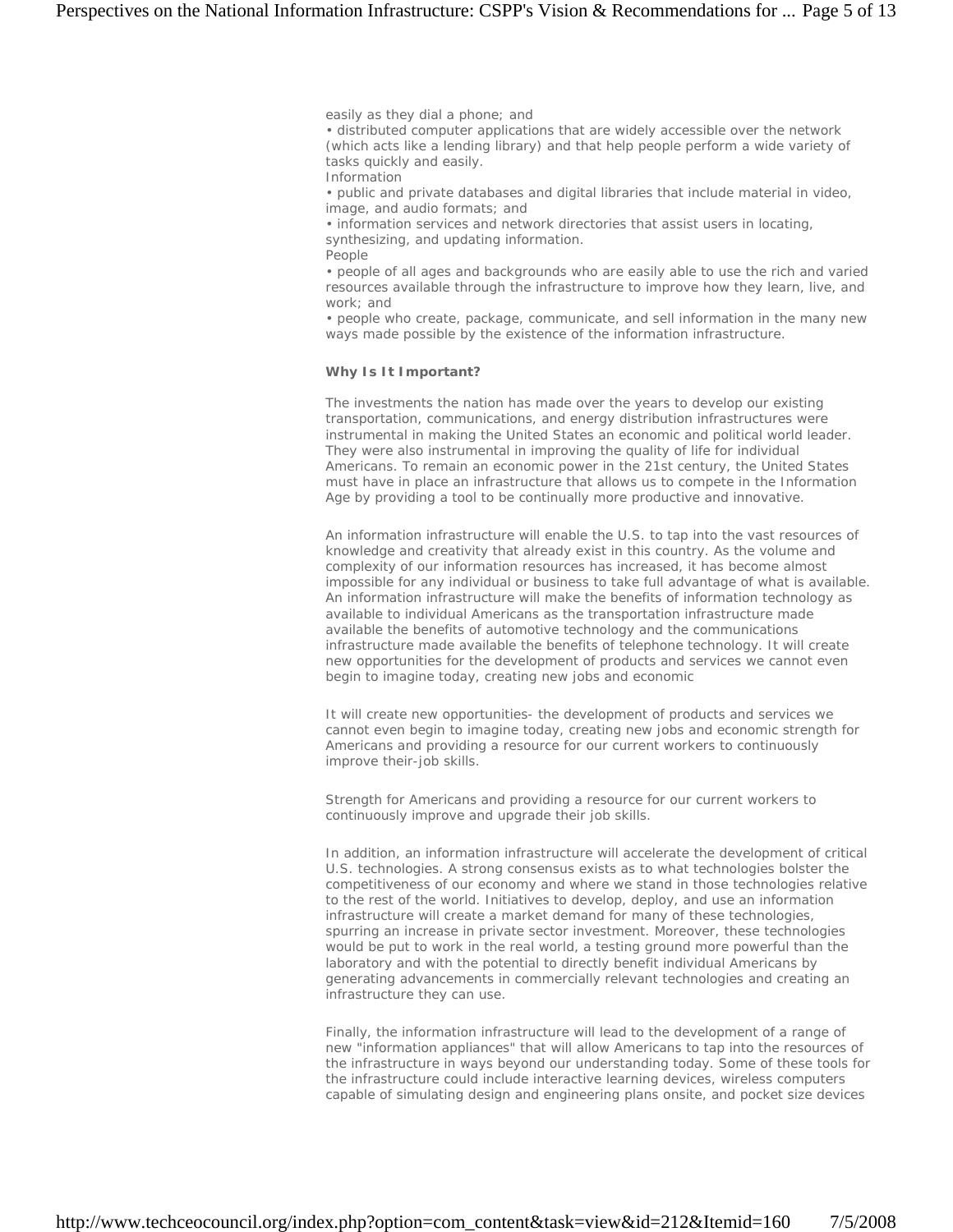easily as they dial a phone; and

• distributed computer applications that are widely accessible over the network (which acts like a lending library) and that help people perform a wide variety of tasks quickly and easily.

Information

• public and private databases and digital libraries that include material in video, image, and audio formats; and

• information services and network directories that assist users in locating, synthesizing, and updating information.

People

• people of all ages and backgrounds who are easily able to use the rich and varied resources available through the infrastructure to improve how they learn, live, and work; and

• people who create, package, communicate, and sell information in the many new ways made possible by the existence of the information infrastructure.

**Why Is It Important?**

The investments the nation has made over the years to develop our existing transportation, communications, and energy distribution infrastructures were instrumental in making the United States an economic and political world leader. They were also instrumental in improving the quality of life for individual Americans. To remain an economic power in the 21st century, the United States must have in place an infrastructure that allows us to compete in the Information Age by providing a tool to be continually more productive and innovative.

An information infrastructure will enable the U.S. to tap into the vast resources of knowledge and creativity that already exist in this country. As the volume and complexity of our information resources has increased, it has become almost impossible for any individual or business to take full advantage of what is available. An information infrastructure will make the benefits of information technology as available to individual Americans as the transportation infrastructure made available the benefits of automotive technology and the communications infrastructure made available the benefits of telephone technology. It will create new opportunities for the development of products and services we cannot even begin to imagine today, creating new jobs and economic

It will create new opportunities- the development of products and services we cannot even begin to imagine today, creating new jobs and economic strength for Americans and providing a resource for our current workers to continuously improve their-job skills.

Strength for Americans and providing a resource for our current workers to continuously improve and upgrade their job skills.

In addition, an information infrastructure will accelerate the development of critical U.S. technologies. A strong consensus exists as to what technologies bolster the competitiveness of our economy and where we stand in those technologies relative to the rest of the world. Initiatives to develop, deploy, and use an information infrastructure will create a market demand for many of these technologies, spurring an increase in private sector investment. Moreover, these technologies would be put to work in the real world, a testing ground more powerful than the laboratory and with the potential to directly benefit individual Americans by generating advancements in commercially relevant technologies and creating an infrastructure they can use.

Finally, the information infrastructure will lead to the development of a range of new "information appliances" that will allow Americans to tap into the resources of the infrastructure in ways beyond our understanding today. Some of these tools for the infrastructure could include interactive learning devices, wireless computers capable of simulating design and engineering plans onsite, and pocket size devices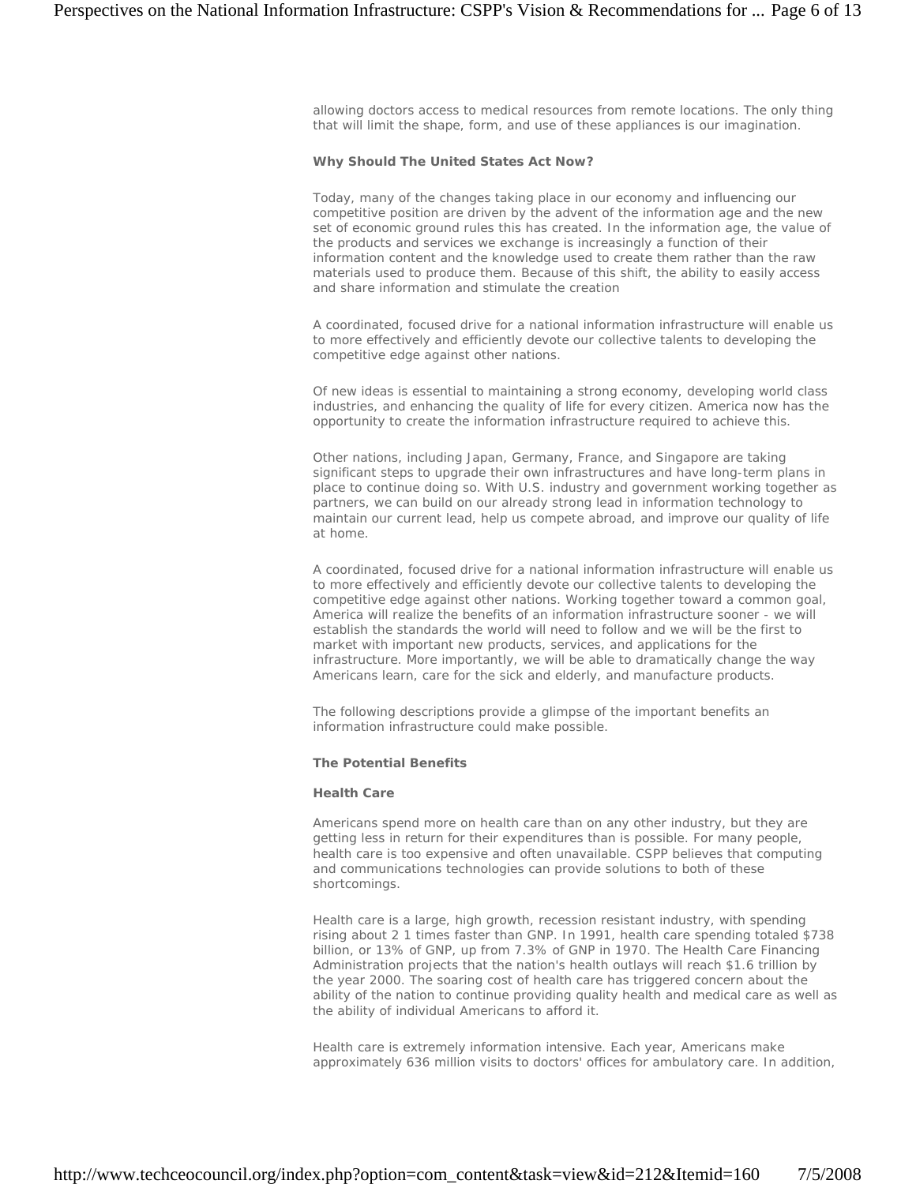allowing doctors access to medical resources from remote locations. The only thing that will limit the shape, form, and use of these appliances is our imagination.

**Why Should The United States Act Now?**

Today, many of the changes taking place in our economy and influencing our competitive position are driven by the advent of the information age and the new set of economic ground rules this has created. In the information age, the value of the products and services we exchange is increasingly a function of their information content and the knowledge used to create them rather than the raw materials used to produce them. Because of this shift, the ability to easily access and share information and stimulate the creation

A coordinated, focused drive for a national information infrastructure will enable us to more effectively and efficiently devote our collective talents to developing the competitive edge against other nations.

Of new ideas is essential to maintaining a strong economy, developing world class industries, and enhancing the quality of life for every citizen. America now has the opportunity to create the information infrastructure required to achieve this.

Other nations, including Japan, Germany, France, and Singapore are taking significant steps to upgrade their own infrastructures and have long-term plans in place to continue doing so. With U.S. industry and government working together as partners, we can build on our already strong lead in information technology to maintain our current lead, help us compete abroad, and improve our quality of life at home.

A coordinated, focused drive for a national information infrastructure will enable us to more effectively and efficiently devote our collective talents to developing the competitive edge against other nations. Working together toward a common goal, America will realize the benefits of an information infrastructure sooner - we will establish the standards the world will need to follow and we will be the first to market with important new products, services, and applications for the infrastructure. More importantly, we will be able to dramatically change the way Americans learn, care for the sick and elderly, and manufacture products.

The following descriptions provide a glimpse of the important benefits an information infrastructure could make possible.

**The Potential Benefits**

**Health Care**

Americans spend more on health care than on any other industry, but they are getting less in return for their expenditures than is possible. For many people, health care is too expensive and often unavailable. CSPP believes that computing and communications technologies can provide solutions to both of these shortcomings.

Health care is a large, high growth, recession resistant industry, with spending rising about 2 1 times faster than GNP. In 1991, health care spending totaled $738 billion, or 13% of GNP, up from 7.3% of GNP in 1970. The Health Care Financing Administration projects that the nation's health outlays will reach $1.6 trillion by the year 2000. The soaring cost of health care has triggered concern about the ability of the nation to continue providing quality health and medical care as well as the ability of individual Americans to afford it.

Health care is extremely information intensive. Each year, Americans make approximately 636 million visits to doctors' offices for ambulatory care. In addition,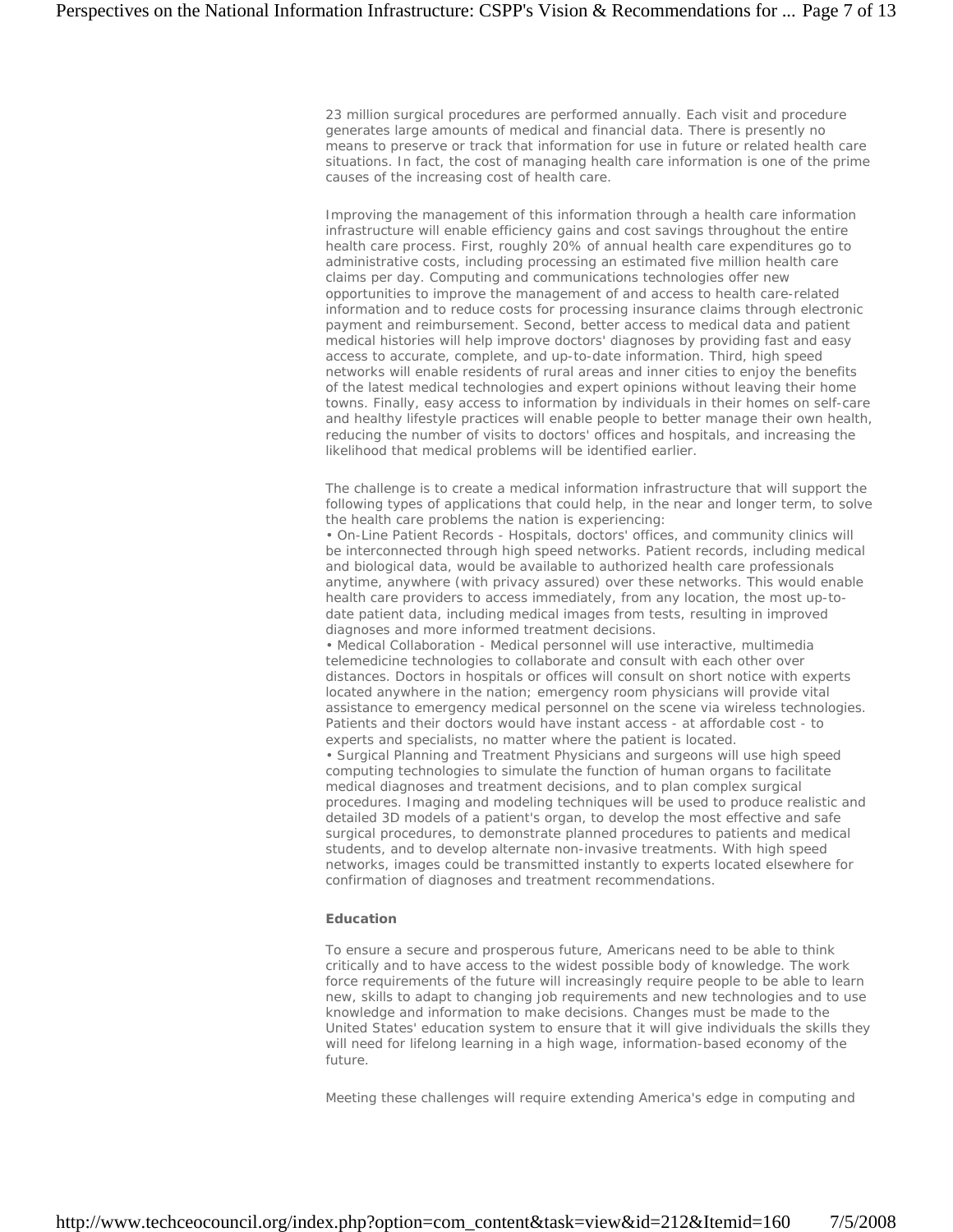23 million surgical procedures are performed annually. Each visit and procedure generates large amounts of medical and financial data. There is presently no means to preserve or track that information for use in future or related health care situations. In fact, the cost of managing health care information is one of the prime causes of the increasing cost of health care.

Improving the management of this information through a health care information infrastructure will enable efficiency gains and cost savings throughout the entire health care process. First, roughly 20% of annual health care expenditures go to administrative costs, including processing an estimated five million health care claims per day. Computing and communications technologies offer new opportunities to improve the management of and access to health care-related information and to reduce costs for processing insurance claims through electronic payment and reimbursement. Second, better access to medical data and patient medical histories will help improve doctors' diagnoses by providing fast and easy access to accurate, complete, and up-to-date information. Third, high speed networks will enable residents of rural areas and inner cities to enjoy the benefits of the latest medical technologies and expert opinions without leaving their home towns. Finally, easy access to information by individuals in their homes on self-care and healthy lifestyle practices will enable people to better manage their own health, reducing the number of visits to doctors' offices and hospitals, and increasing the likelihood that medical problems will be identified earlier.

The challenge is to create a medical information infrastructure that will support the following types of applications that could help, in the near and longer term, to solve the health care problems the nation is experiencing:

- On-Line Patient Records - Hospitals, doctors' offices, and community clinics will be interconnected through high speed networks. Patient records, including medical and biological data, would be available to authorized health care professionals anytime, anywhere (with privacy assured) over these networks. This would enable health care providers to access immediately, from any location, the most up-to-date patient data, including medical images from tests, resulting in improved diagnoses and more informed treatment decisions.
- Medical Collaboration - Medical personnel will use interactive, multimedia telemedicine technologies to collaborate and consult with each other over distances. Doctors in hospitals or offices will consult on short notice with experts located anywhere in the nation; emergency room physicians will provide vital assistance to emergency medical personnel on the scene via wireless technologies. Patients and their doctors would have instant access - at affordable cost - to experts and specialists, no matter where the patient is located.
- Surgical Planning and Treatment Physicians and surgeons will use high speed computing technologies to simulate the function of human organs to facilitate medical diagnoses and treatment decisions, and to plan complex surgical procedures. Imaging and modeling techniques will be used to produce realistic and detailed 3D models of a patient's organ, to develop the most effective and safe surgical procedures, to demonstrate planned procedures to patients and medical students, and to develop alternate non-invasive treatments. With high speed networks, images could be transmitted instantly to experts located elsewhere for confirmation of diagnoses and treatment recommendations.

**Education**

To ensure a secure and prosperous future, Americans need to be able to think critically and to have access to the widest possible body of knowledge. The work force requirements of the future will increasingly require people to be able to learn new, skills to adapt to changing job requirements and new technologies and to use knowledge and information to make decisions. Changes must be made to the United States' education system to ensure that it will give individuals the skills they will need for lifelong learning in a high wage, information-based economy of the future.

Meeting these challenges will require extending America's edge in computing and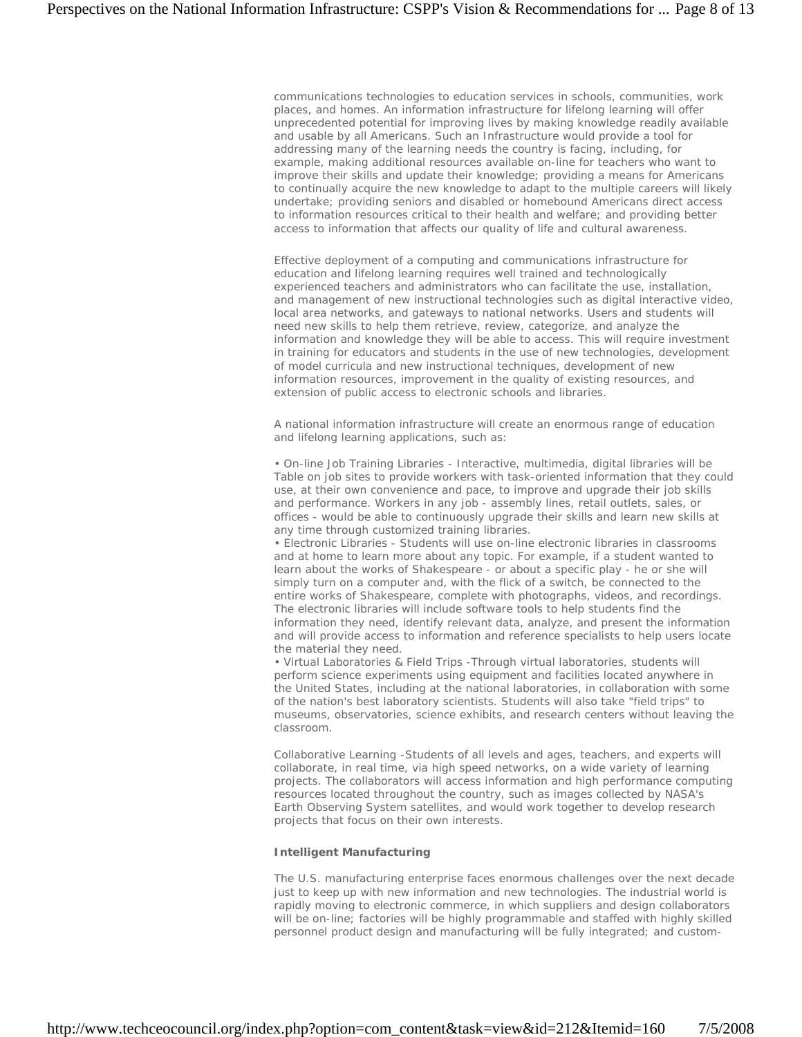communications technologies to education services in schools, communities, work places, and homes. An information infrastructure for lifelong learning will offer unprecedented potential for improving lives by making knowledge readily available and usable by all Americans. Such an Infrastructure would provide a tool for addressing many of the learning needs the country is facing, including, for example, making additional resources available on-line for teachers who want to improve their skills and update their knowledge; providing a means for Americans to continually acquire the new knowledge to adapt to the multiple careers will likely undertake; providing seniors and disabled or homebound Americans direct access to information resources critical to their health and welfare; and providing better access to information that affects our quality of life and cultural awareness.

Effective deployment of a computing and communications infrastructure for education and lifelong learning requires well trained and technologically experienced teachers and administrators who can facilitate the use, installation, and management of new instructional technologies such as digital interactive video, local area networks, and gateways to national networks. Users and students will need new skills to help them retrieve, review, categorize, and analyze the information and knowledge they will be able to access. This will require investment in training for educators and students in the use of new technologies, development of model curricula and new instructional techniques, development of new information resources, improvement in the quality of existing resources, and extension of public access to electronic schools and libraries.

A national information infrastructure will create an enormous range of education and lifelong learning applications, such as:

- On-line Job Training Libraries - Interactive, multimedia, digital libraries will be Table on job sites to provide workers with task-oriented information that they could use, at their own convenience and pace, to improve and upgrade their job skills and performance. Workers in any job - assembly lines, retail outlets, sales, or offices - would be able to continuously upgrade their skills and learn new skills at any time through customized training libraries.
- Electronic Libraries - Students will use on-line electronic libraries in classrooms and at home to learn more about any topic. For example, if a student wanted to learn about the works of Shakespeare - or about a specific play - he or she will simply turn on a computer and, with the flick of a switch, be connected to the entire works of Shakespeare, complete with photographs, videos, and recordings. The electronic libraries will include software tools to help students find the information they need, identify relevant data, analyze, and present the information and will provide access to information and reference specialists to help users locate the material they need.
- Virtual Laboratories & Field Trips -Through virtual laboratories, students will perform science experiments using equipment and facilities located anywhere in the United States, including at the national laboratories, in collaboration with some of the nation's best laboratory scientists. Students will also take "field trips" to museums, observatories, science exhibits, and research centers without leaving the classroom.

Collaborative Learning -Students of all levels and ages, teachers, and experts will collaborate, in real time, via high speed networks, on a wide variety of learning projects. The collaborators will access information and high performance computing resources located throughout the country, such as images collected by NASA's Earth Observing System satellites, and would work together to develop research projects that focus on their own interests.

**Intelligent Manufacturing**

The U.S. manufacturing enterprise faces enormous challenges over the next decade just to keep up with new information and new technologies. The industrial world is rapidly moving to electronic commerce, in which suppliers and design collaborators will be on-line; factories will be highly programmable and staffed with highly skilled personnel product design and manufacturing will be fully integrated; and custom-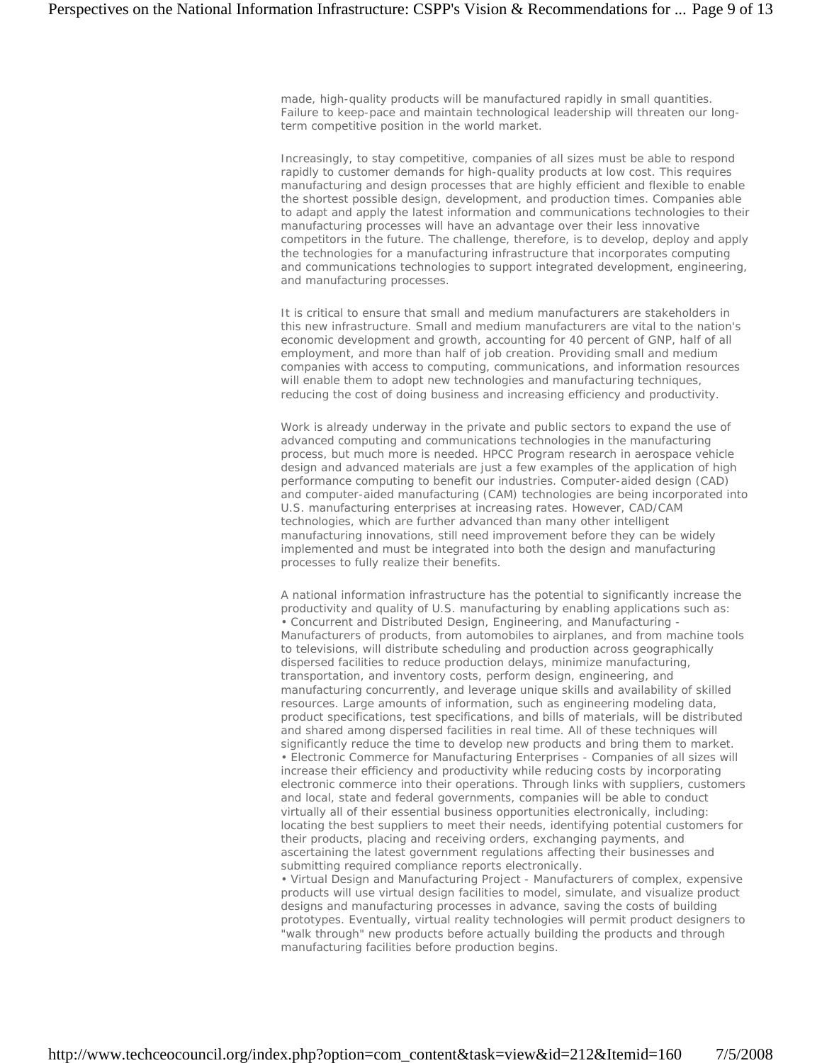made, high-quality products will be manufactured rapidly in small quantities. Failure to keep-pace and maintain technological leadership will threaten our long-term competitive position in the world market.

Increasingly, to stay competitive, companies of all sizes must be able to respond rapidly to customer demands for high-quality products at low cost. This requires manufacturing and design processes that are highly efficient and flexible to enable the shortest possible design, development, and production times. Companies able to adapt and apply the latest information and communications technologies to their manufacturing processes will have an advantage over their less innovative competitors in the future. The challenge, therefore, is to develop, deploy and apply the technologies for a manufacturing infrastructure that incorporates computing and communications technologies to support integrated development, engineering, and manufacturing processes.

It is critical to ensure that small and medium manufacturers are stakeholders in this new infrastructure. Small and medium manufacturers are vital to the nation's economic development and growth, accounting for 40 percent of GNP, half of all employment, and more than half of job creation. Providing small and medium companies with access to computing, communications, and information resources will enable them to adopt new technologies and manufacturing techniques, reducing the cost of doing business and increasing efficiency and productivity.

Work is already underway in the private and public sectors to expand the use of advanced computing and communications technologies in the manufacturing process, but much more is needed. HPCC Program research in aerospace vehicle design and advanced materials are just a few examples of the application of high performance computing to benefit our industries. Computer-aided design (CAD) and computer-aided manufacturing (CAM) technologies are being incorporated into U.S. manufacturing enterprises at increasing rates. However, CAD/CAM technologies, which are further advanced than many other intelligent manufacturing innovations, still need improvement before they can be widely implemented and must be integrated into both the design and manufacturing processes to fully realize their benefits.

A national information infrastructure has the potential to significantly increase the productivity and quality of U.S. manufacturing by enabling applications such as:

- Concurrent and Distributed Design, Engineering, and Manufacturing - Manufacturers of products, from automobiles to airplanes, and from machine tools to televisions, will distribute scheduling and production across geographically dispersed facilities to reduce production delays, minimize manufacturing, transportation, and inventory costs, perform design, engineering, and manufacturing concurrently, and leverage unique skills and availability of skilled resources. Large amounts of information, such as engineering modeling data, product specifications, test specifications, and bills of materials, will be distributed and shared among dispersed facilities in real time. All of these techniques will significantly reduce the time to develop new products and bring them to market.
- Electronic Commerce for Manufacturing Enterprises - Companies of all sizes will increase their efficiency and productivity while reducing costs by incorporating electronic commerce into their operations. Through links with suppliers, customers and local, state and federal governments, companies will be able to conduct virtually all of their essential business opportunities electronically, including: locating the best suppliers to meet their needs, identifying potential customers for their products, placing and receiving orders, exchanging payments, and ascertaining the latest government regulations affecting their businesses and submitting required compliance reports electronically.
- Virtual Design and Manufacturing Project - Manufacturers of complex, expensive products will use virtual design facilities to model, simulate, and visualize product designs and manufacturing processes in advance, saving the costs of building prototypes. Eventually, virtual reality technologies will permit product designers to "walk through" new products before actually building the products and through manufacturing facilities before production begins.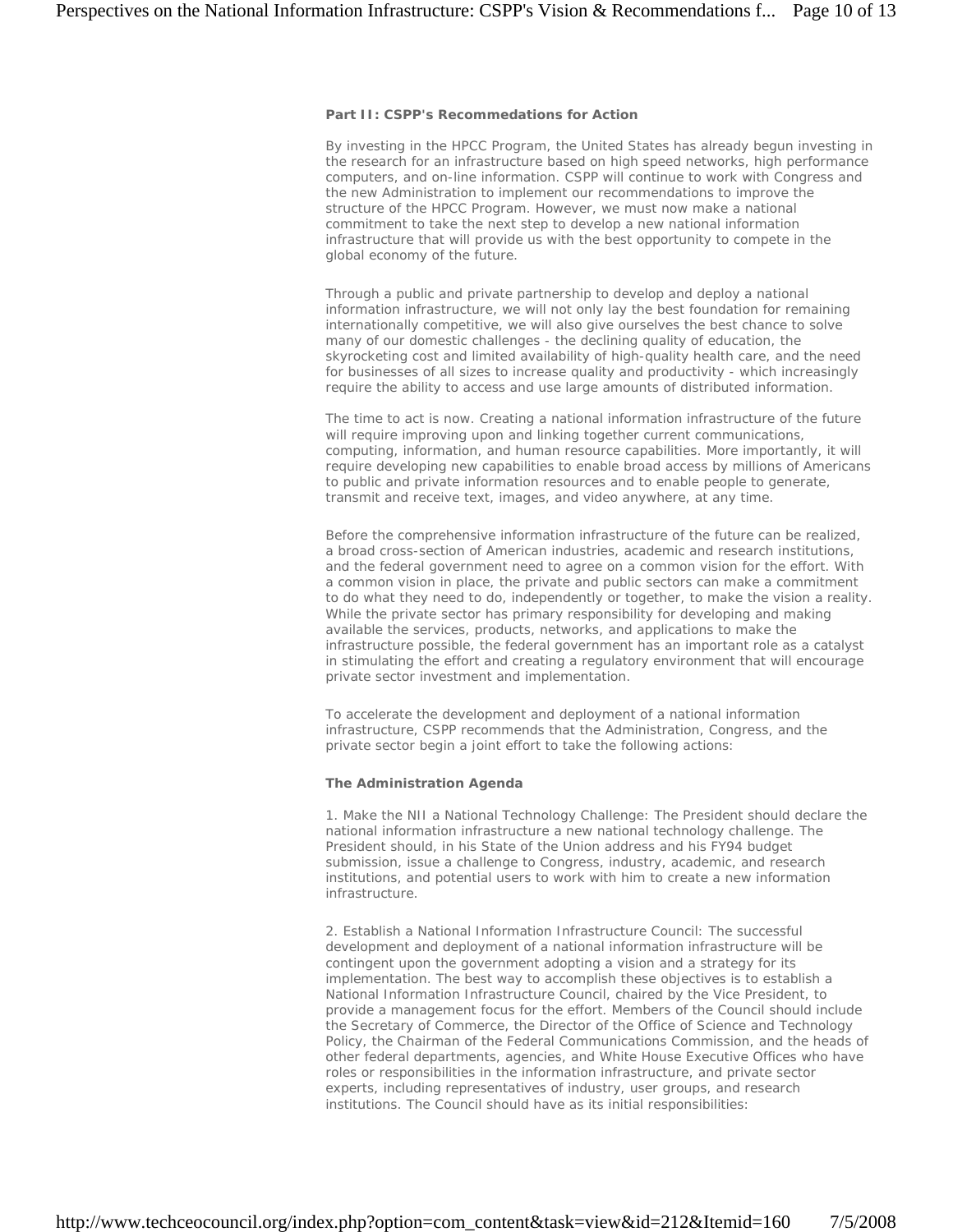**Part II: CSPP's Recommedations for Action**

By investing in the HPCC Program, the United States has already begun investing in the research for an infrastructure based on high speed networks, high performance computers, and on-line information. CSPP will continue to work with Congress and the new Administration to implement our recommendations to improve the structure of the HPCC Program. However, we must now make a national commitment to take the next step to develop a new national information infrastructure that will provide us with the best opportunity to compete in the global economy of the future.

Through a public and private partnership to develop and deploy a national information infrastructure, we will not only lay the best foundation for remaining internationally competitive, we will also give ourselves the best chance to solve many of our domestic challenges - the declining quality of education, the skyrocketing cost and limited availability of high-quality health care, and the need for businesses of all sizes to increase quality and productivity - which increasingly require the ability to access and use large amounts of distributed information.

The time to act is now. Creating a national information infrastructure of the future will require improving upon and linking together current communications, computing, information, and human resource capabilities. More importantly, it will require developing new capabilities to enable broad access by millions of Americans to public and private information resources and to enable people to generate, transmit and receive text, images, and video anywhere, at any time.

Before the comprehensive information infrastructure of the future can be realized, a broad cross-section of American industries, academic and research institutions, and the federal government need to agree on a common vision for the effort. With a common vision in place, the private and public sectors can make a commitment to do what they need to do, independently or together, to make the vision a reality. While the private sector has primary responsibility for developing and making available the services, products, networks, and applications to make the infrastructure possible, the federal government has an important role as a catalyst in stimulating the effort and creating a regulatory environment that will encourage private sector investment and implementation.

To accelerate the development and deployment of a national information infrastructure, CSPP recommends that the Administration, Congress, and the private sector begin a joint effort to take the following actions:

**The Administration Agenda**

1. Make the NII a National Technology Challenge: The President should declare the national information infrastructure a new national technology challenge. The President should, in his State of the Union address and his FY94 budget submission, issue a challenge to Congress, industry, academic, and research institutions, and potential users to work with him to create a new information infrastructure.

2. Establish a National Information Infrastructure Council: The successful development and deployment of a national information infrastructure will be contingent upon the government adopting a vision and a strategy for its implementation. The best way to accomplish these objectives is to establish a National Information Infrastructure Council, chaired by the Vice President, to provide a management focus for the effort. Members of the Council should include the Secretary of Commerce, the Director of the Office of Science and Technology Policy, the Chairman of the Federal Communications Commission, and the heads of other federal departments, agencies, and White House Executive Offices who have roles or responsibilities in the information infrastructure, and private sector experts, including representatives of industry, user groups, and research institutions. The Council should have as its initial responsibilities: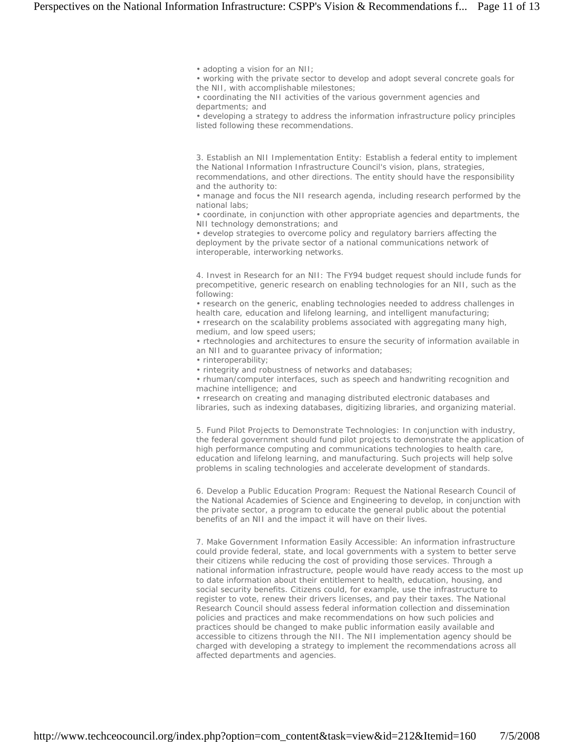- adopting a vision for an NII;
- working with the private sector to develop and adopt several concrete goals for the NII, with accomplishable milestones;
- coordinating the NII activities of the various government agencies and departments; and
- developing a strategy to address the information infrastructure policy principles listed following these recommendations.

3. Establish an NII Implementation Entity: Establish a federal entity to implement the National Information Infrastructure Council's vision, plans, strategies, recommendations, and other directions. The entity should have the responsibility and the authority to:

- manage and focus the NII research agenda, including research performed by the national labs;
- coordinate, in conjunction with other appropriate agencies and departments, the NII technology demonstrations; and
- develop strategies to overcome policy and regulatory barriers affecting the deployment by the private sector of a national communications network of interoperable, interworking networks.

4. Invest in Research for an NII: The FY94 budget request should include funds for precompetitive, generic research on enabling technologies for an NII, such as the following:

- research on the generic, enabling technologies needed to address challenges in health care, education and lifelong learning, and intelligent manufacturing;
- rresearch on the scalability problems associated with aggregating many high, medium, and low speed users;
- rtechnologies and architectures to ensure the security of information available in an NII and to guarantee privacy of information;
- rinteroperability;
- rintegrity and robustness of networks and databases;
- rhuman/computer interfaces, such as speech and handwriting recognition and machine intelligence; and
- rresearch on creating and managing distributed electronic databases and libraries, such as indexing databases, digitizing libraries, and organizing material.

5. Fund Pilot Projects to Demonstrate Technologies: In conjunction with industry, the federal government should fund pilot projects to demonstrate the application of high performance computing and communications technologies to health care, education and lifelong learning, and manufacturing. Such projects will help solve problems in scaling technologies and accelerate development of standards.

6. Develop a Public Education Program: Request the National Research Council of the National Academies of Science and Engineering to develop, in conjunction with the private sector, a program to educate the general public about the potential benefits of an NII and the impact it will have on their lives.

7. Make Government Information Easily Accessible: An information infrastructure could provide federal, state, and local governments with a system to better serve their citizens while reducing the cost of providing those services. Through a national information infrastructure, people would have ready access to the most up to date information about their entitlement to health, education, housing, and social security benefits. Citizens could, for example, use the infrastructure to register to vote, renew their drivers licenses, and pay their taxes. The National Research Council should assess federal information collection and dissemination policies and practices and make recommendations on how such policies and practices should be changed to make public information easily available and accessible to citizens through the NII. The NII implementation agency should be charged with developing a strategy to implement the recommendations across all affected departments and agencies.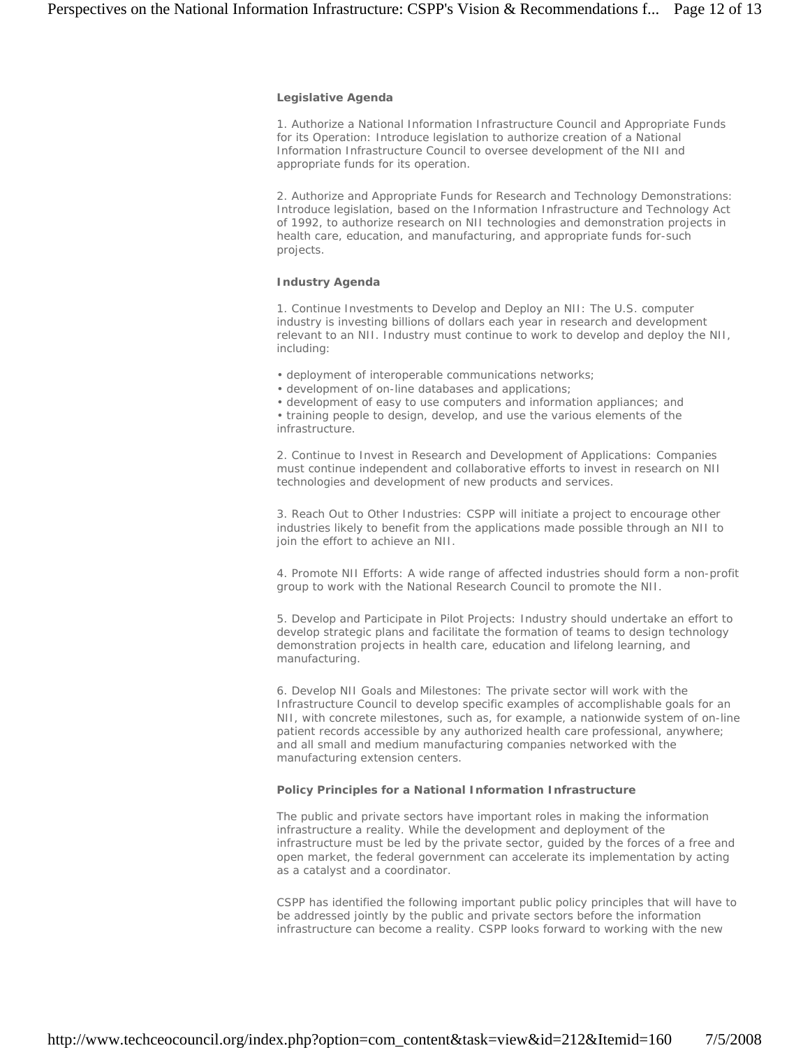### Legislative Agenda

1. Authorize a National Information Infrastructure Council and Appropriate Funds for its Operation: Introduce legislation to authorize creation of a National Information Infrastructure Council to oversee development of the NII and appropriate funds for its operation.

2. Authorize and Appropriate Funds for Research and Technology Demonstrations: Introduce legislation, based on the Information Infrastructure and Technology Act of 1992, to authorize research on NII technologies and demonstration projects in health care, education, and manufacturing, and appropriate funds for-such projects.

### Industry Agenda

1. Continue Investments to Develop and Deploy an NII: The U.S. computer industry is investing billions of dollars each year in research and development relevant to an NII. Industry must continue to work to develop and deploy the NII, including:

- deployment of interoperable communications networks;
- development of on-line databases and applications;
- development of easy to use computers and information appliances; and
- training people to design, develop, and use the various elements of the infrastructure.

2. Continue to Invest in Research and Development of Applications: Companies must continue independent and collaborative efforts to invest in research on NII technologies and development of new products and services.

3. Reach Out to Other Industries: CSPP will initiate a project to encourage other industries likely to benefit from the applications made possible through an NII to join the effort to achieve an NII.

4. Promote NII Efforts: A wide range of affected industries should form a non-profit group to work with the National Research Council to promote the NII.

5. Develop and Participate in Pilot Projects: Industry should undertake an effort to develop strategic plans and facilitate the formation of teams to design technology demonstration projects in health care, education and lifelong learning, and manufacturing.

6. Develop NII Goals and Milestones: The private sector will work with the Infrastructure Council to develop specific examples of accomplishable goals for an NII, with concrete milestones, such as, for example, a nationwide system of on-line patient records accessible by any authorized health care professional, anywhere; and all small and medium manufacturing companies networked with the manufacturing extension centers.

### Policy Principles for a National Information Infrastructure

The public and private sectors have important roles in making the information infrastructure a reality. While the development and deployment of the infrastructure must be led by the private sector, guided by the forces of a free and open market, the federal government can accelerate its implementation by acting as a catalyst and a coordinator.

CSPP has identified the following important public policy principles that will have to be addressed jointly by the public and private sectors before the information infrastructure can become a reality. CSPP looks forward to working with the new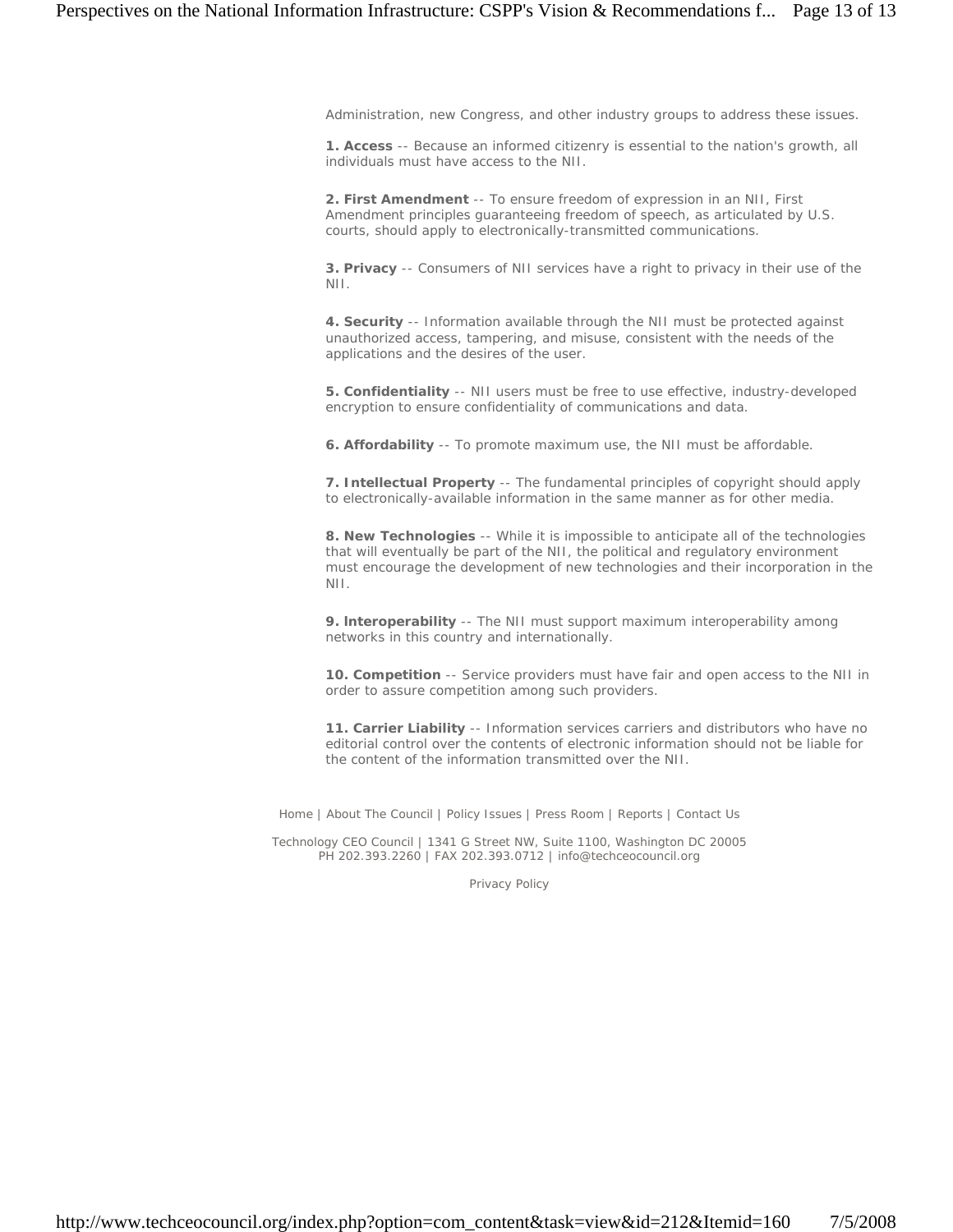Administration, new Congress, and other industry groups to address these issues.

**1. Access** -- Because an informed citizenry is essential to the nation's growth, all individuals must have access to the NII.

**2. First Amendment** -- To ensure freedom of expression in an NII, First Amendment principles guaranteeing freedom of speech, as articulated by U.S. courts, should apply to electronically-transmitted communications.

**3. Privacy** -- Consumers of NII services have a right to privacy in their use of the NII.

**4. Security** -- Information available through the NII must be protected against unauthorized access, tampering, and misuse, consistent with the needs of the applications and the desires of the user.

**5. Confidentiality** -- NII users must be free to use effective, industry-developed encryption to ensure confidentiality of communications and data.

**6. Affordability** -- To promote maximum use, the NII must be affordable.

**7. Intellectual Property** -- The fundamental principles of copyright should apply to electronically-available information in the same manner as for other media.

**8. New Technologies** -- While it is impossible to anticipate all of the technologies that will eventually be part of the NII, the political and regulatory environment must encourage the development of new technologies and their incorporation in the NII.

**9. Interoperability** -- The NII must support maximum interoperability among networks in this country and internationally.

**10. Competition** -- Service providers must have fair and open access to the NII in order to assure competition among such providers.

**11. Carrier Liability** -- Information services carriers and distributors who have no editorial control over the contents of electronic information should not be liable for the content of the information transmitted over the NII.

Home | About The Council | Policy Issues | Press Room | Reports | Contact Us

Technology CEO Council | 1341 G Street NW, Suite 1100, Washington DC 20005
PH 202.393.2260 | FAX 202.393.0712 | info@techceocouncil.org

Privacy Policy